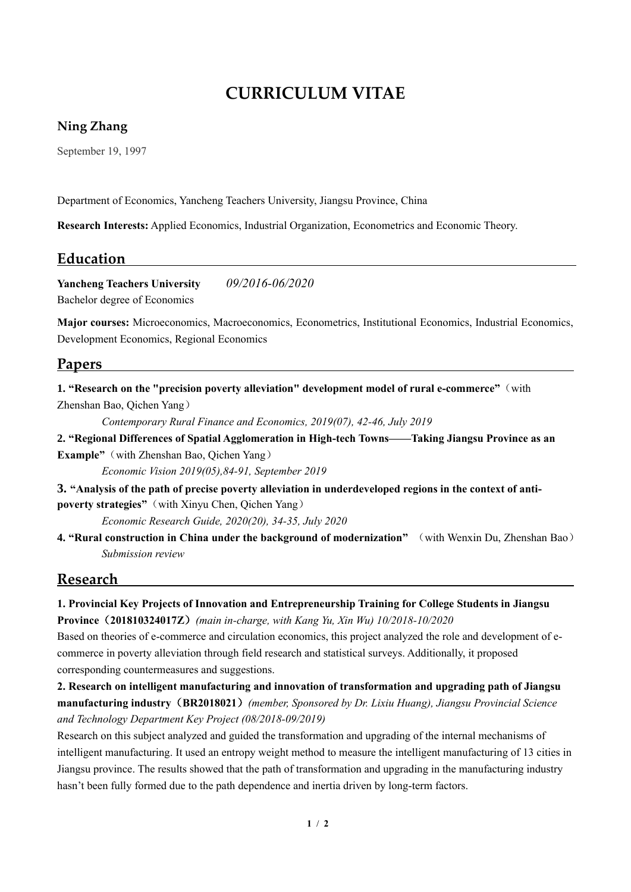# CURRICULUM VITAE

## Ning Zhang

September 19, 1997

Department of Economics, Yancheng Teachers University, Jiangsu Province, China

**Research Interests:** Applied Economics, Industrial Organization, Econometrics and Economic Theory.

## Education

**Yancheng Teachers University** *09/2016-06/2020*
Bachelor degree of Economics

**Major courses:** Microeconomics, Macroeconomics, Econometrics, Institutional Economics, Industrial Economics, Development Economics, Regional Economics

## Papers

**1. "Research on the "precision poverty alleviation" development model of rural e-commerce"**（with Zhenshan Bao, Qichen Yang）

*Contemporary Rural Finance and Economics, 2019(07), 42-46, July 2019*

**2. "Regional Differences of Spatial Agglomeration in High-tech Towns——Taking Jiangsu Province as an Example"**（with Zhenshan Bao, Qichen Yang）

*Economic Vision 2019(05),84-91, September 2019*

**3. "Analysis of the path of precise poverty alleviation in underdeveloped regions in the context of anti-poverty strategies"**（with Xinyu Chen, Qichen Yang）

*Economic Research Guide, 2020(20), 34-35, July 2020*

**4. "Rural construction in China under the background of modernization"** （with Wenxin Du, Zhenshan Bao）

*Submission review*

## Research

**1. Provincial Key Projects of Innovation and Entrepreneurship Training for College Students in Jiangsu Province（201810324017Z）** *(main in-charge, with Kang Yu, Xin Wu) 10/2018-10/2020*

Based on theories of e-commerce and circulation economics, this project analyzed the role and development of e-commerce in poverty alleviation through field research and statistical surveys. Additionally, it proposed corresponding countermeasures and suggestions.

**2. Research on intelligent manufacturing and innovation of transformation and upgrading path of Jiangsu manufacturing industry（BR2018021）** *(member, Sponsored by Dr. Lixiu Huang), Jiangsu Provincial Science and Technology Department Key Project (08/2018-09/2019)*

Research on this subject analyzed and guided the transformation and upgrading of the internal mechanisms of intelligent manufacturing. It used an entropy weight method to measure the intelligent manufacturing of 13 cities in Jiangsu province. The results showed that the path of transformation and upgrading in the manufacturing industry hasn't been fully formed due to the path dependence and inertia driven by long-term factors.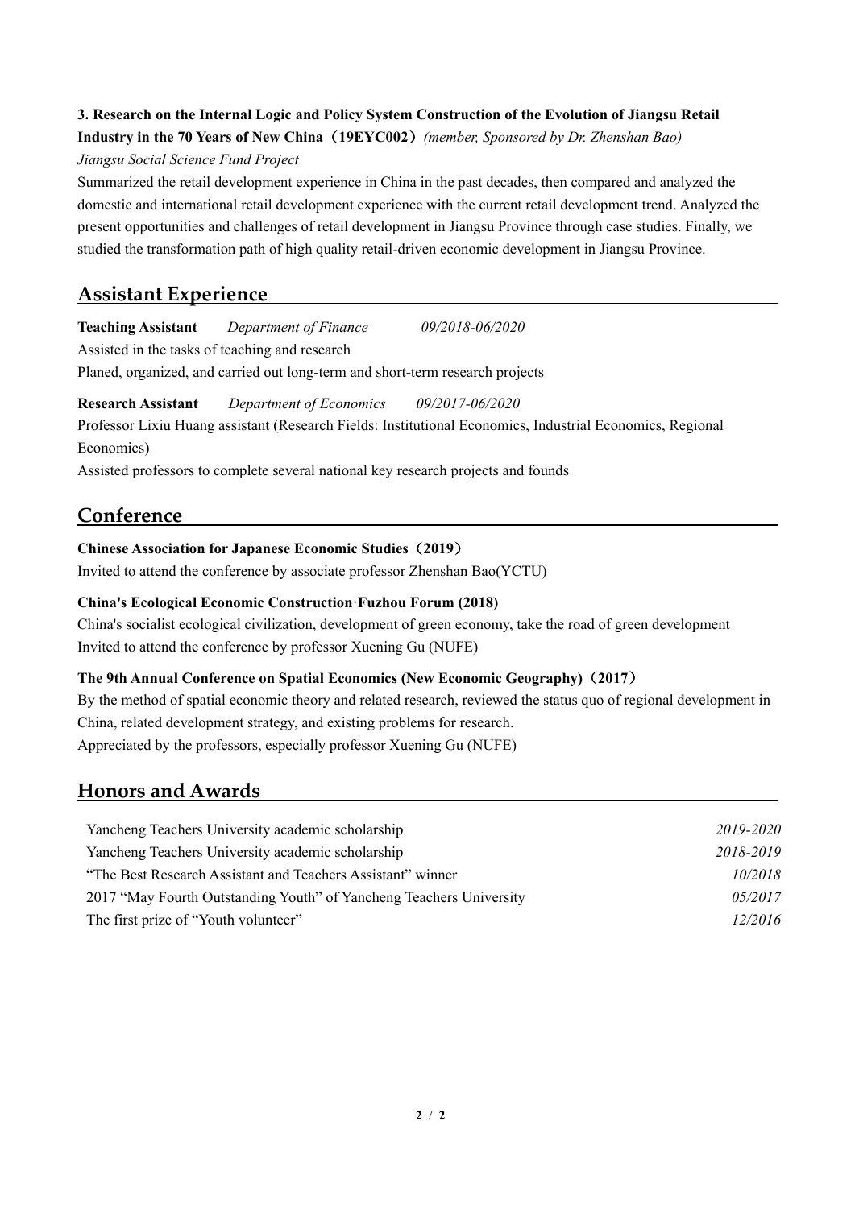**3. Research on the Internal Logic and Policy System Construction of the Evolution of Jiangsu Retail Industry in the 70 Years of New China（19EYC002）** *(member, Sponsored by Dr. Zhenshan Bao)*

*Jiangsu Social Science Fund Project*

Summarized the retail development experience in China in the past decades, then compared and analyzed the domestic and international retail development experience with the current retail development trend. Analyzed the present opportunities and challenges of retail development in Jiangsu Province through case studies. Finally, we studied the transformation path of high quality retail-driven economic development in Jiangsu Province.

## Assistant Experience

**Teaching Assistant** *Department of Finance* *09/2018-06/2020*

Assisted in the tasks of teaching and research

Planed, organized, and carried out long-term and short-term research projects

**Research Assistant** *Department of Economics* *09/2017-06/2020*

Professor Lixiu Huang assistant (Research Fields: Institutional Economics, Industrial Economics, Regional Economics)

Assisted professors to complete several national key research projects and founds

## Conference

**Chinese Association for Japanese Economic Studies（2019）**

Invited to attend the conference by associate professor Zhenshan Bao(YCTU)

**China's Ecological Economic Construction·Fuzhou Forum (2018)**

China's socialist ecological civilization, development of green economy, take the road of green development

Invited to attend the conference by professor Xuening Gu (NUFE)

**The 9th Annual Conference on Spatial Economics (New Economic Geography)（2017）**

By the method of spatial economic theory and related research, reviewed the status quo of regional development in China, related development strategy, and existing problems for research.

Appreciated by the professors, especially professor Xuening Gu (NUFE)

## Honors and Awards

| | |
|---|---|
| Yancheng Teachers University academic scholarship | *2019-2020* |
| Yancheng Teachers University academic scholarship | *2018-2019* |
| "The Best Research Assistant and Teachers Assistant" winner | *10/2018* |
| 2017 "May Fourth Outstanding Youth" of Yancheng Teachers University | *05/2017* |
| The first prize of "Youth volunteer" | *12/2016* |